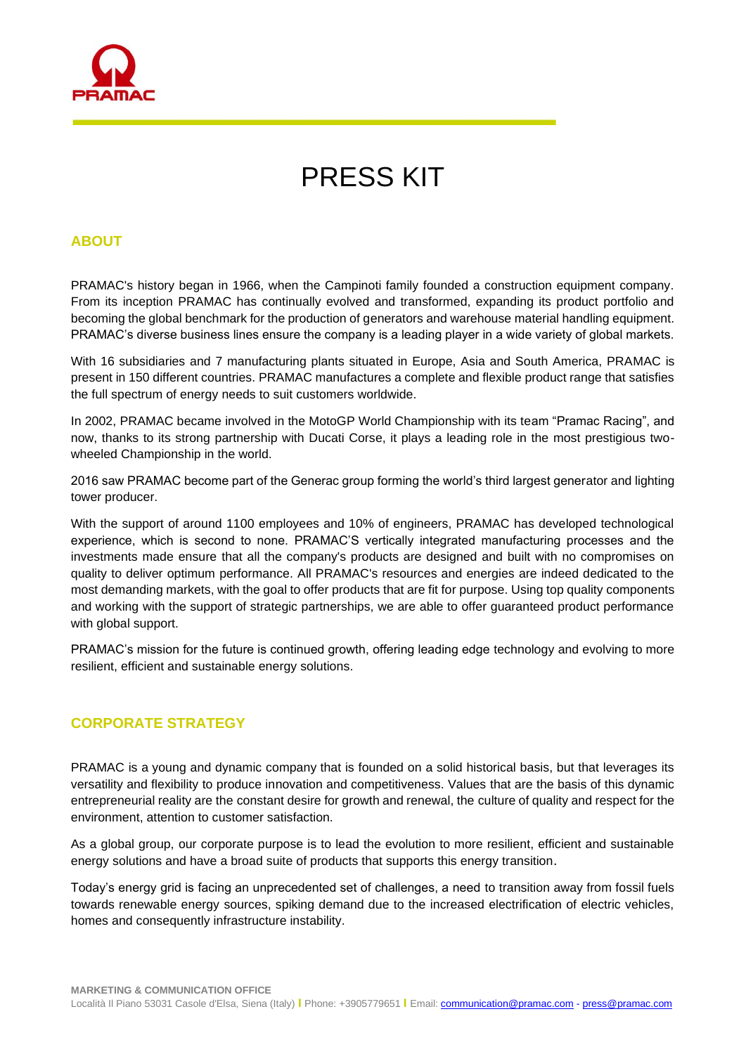# PRESS KIT

## ABOUT

PRAMAC's history began in 1966, when the Campinoti family founded a construction equipment company. From its inception PRAMAC has continually evolved and transformed, expanding its product portfolio and becoming the global benchmark for the production of generators and warehouse material handling equipment. PRAMAC's diverse business lines ensure the company is a leading player in a wide variety of global markets.

With 16 subsidiaries and 7 manufacturing plants situated in Europe, Asia and South America, PRAMAC is present in 150 different countries. PRAMAC manufactures a complete and flexible product range that satisfies the full spectrum of energy needs to suit customers worldwide.

In 2002, PRAMAC became involved in the MotoGP World Championship with its team "Pramac Racing", and now, thanks to its strong partnership with Ducati Corse, it plays a leading role in the most prestigious two-wheeled Championship in the world.

2016 saw PRAMAC become part of the Generac group forming the world's third largest generator and lighting tower producer.

With the support of around 1100 employees and 10% of engineers, PRAMAC has developed technological experience, which is second to none. PRAMAC'S vertically integrated manufacturing processes and the investments made ensure that all the company's products are designed and built with no compromises on quality to deliver optimum performance. All PRAMAC's resources and energies are indeed dedicated to the most demanding markets, with the goal to offer products that are fit for purpose. Using top quality components and working with the support of strategic partnerships, we are able to offer guaranteed product performance with global support.

PRAMAC's mission for the future is continued growth, offering leading edge technology and evolving to more resilient, efficient and sustainable energy solutions.

## CORPORATE STRATEGY

PRAMAC is a young and dynamic company that is founded on a solid historical basis, but that leverages its versatility and flexibility to produce innovation and competitiveness. Values that are the basis of this dynamic entrepreneurial reality are the constant desire for growth and renewal, the culture of quality and respect for the environment, attention to customer satisfaction.

As a global group, our corporate purpose is to lead the evolution to more resilient, efficient and sustainable energy solutions and have a broad suite of products that supports this energy transition.

Today's energy grid is facing an unprecedented set of challenges, a need to transition away from fossil fuels towards renewable energy sources, spiking demand due to the increased electrification of electric vehicles, homes and consequently infrastructure instability.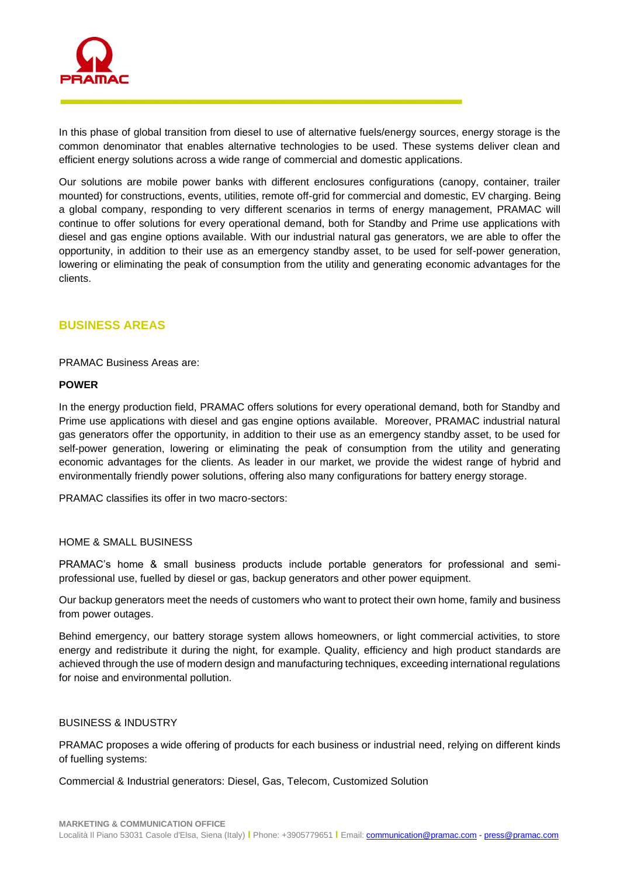In this phase of global transition from diesel to use of alternative fuels/energy sources, energy storage is the common denominator that enables alternative technologies to be used. These systems deliver clean and efficient energy solutions across a wide range of commercial and domestic applications.

Our solutions are mobile power banks with different enclosures configurations (canopy, container, trailer mounted) for constructions, events, utilities, remote off-grid for commercial and domestic, EV charging. Being a global company, responding to very different scenarios in terms of energy management, PRAMAC will continue to offer solutions for every operational demand, both for Standby and Prime use applications with diesel and gas engine options available. With our industrial natural gas generators, we are able to offer the opportunity, in addition to their use as an emergency standby asset, to be used for self-power generation, lowering or eliminating the peak of consumption from the utility and generating economic advantages for the clients.

## BUSINESS AREAS

PRAMAC Business Areas are:

**POWER**

In the energy production field, PRAMAC offers solutions for every operational demand, both for Standby and Prime use applications with diesel and gas engine options available. Moreover, PRAMAC industrial natural gas generators offer the opportunity, in addition to their use as an emergency standby asset, to be used for self-power generation, lowering or eliminating the peak of consumption from the utility and generating economic advantages for the clients. As leader in our market, we provide the widest range of hybrid and environmentally friendly power solutions, offering also many configurations for battery energy storage.

PRAMAC classifies its offer in two macro-sectors:

HOME & SMALL BUSINESS

PRAMAC's home & small business products include portable generators for professional and semi-professional use, fuelled by diesel or gas, backup generators and other power equipment.

Our backup generators meet the needs of customers who want to protect their own home, family and business from power outages.

Behind emergency, our battery storage system allows homeowners, or light commercial activities, to store energy and redistribute it during the night, for example. Quality, efficiency and high product standards are achieved through the use of modern design and manufacturing techniques, exceeding international regulations for noise and environmental pollution.

BUSINESS & INDUSTRY

PRAMAC proposes a wide offering of products for each business or industrial need, relying on different kinds of fuelling systems:

Commercial & Industrial generators: Diesel, Gas, Telecom, Customized Solution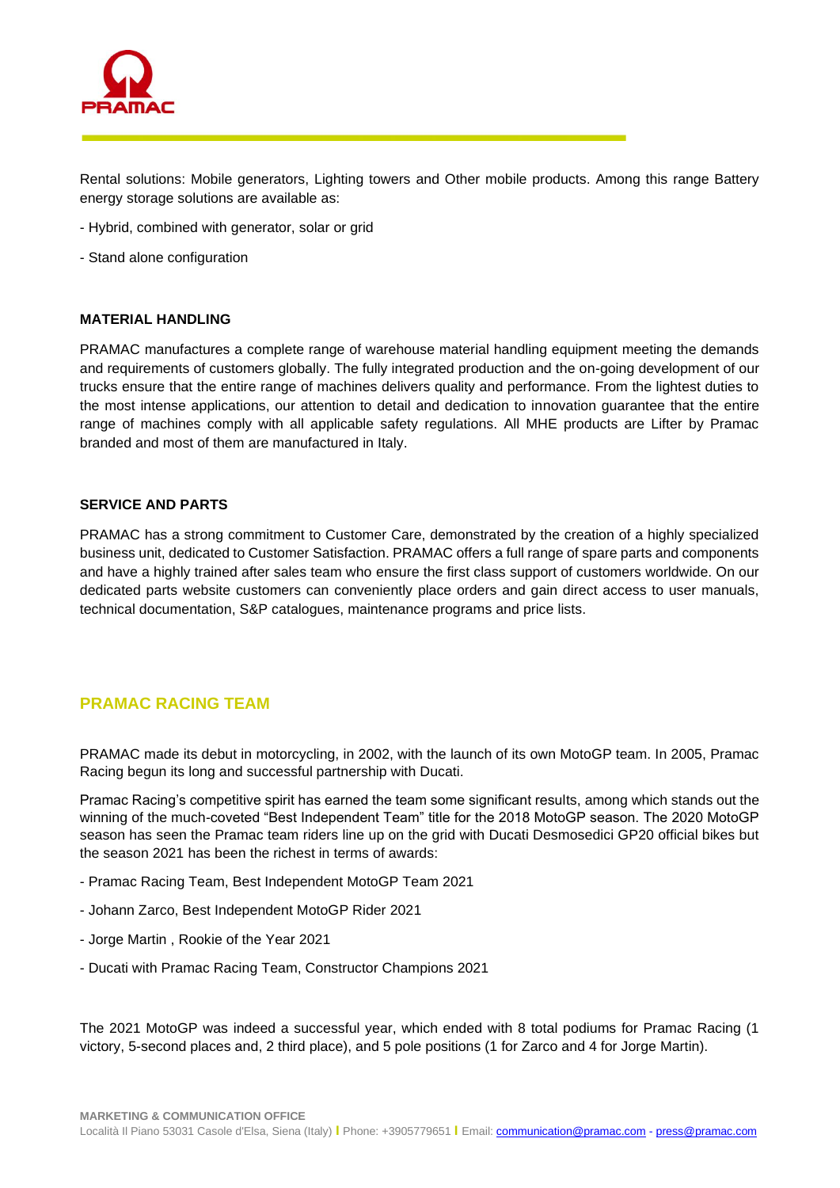Rental solutions: Mobile generators, Lighting towers and Other mobile products. Among this range Battery energy storage solutions are available as:

- Hybrid, combined with generator, solar or grid
- Stand alone configuration

**MATERIAL HANDLING**

PRAMAC manufactures a complete range of warehouse material handling equipment meeting the demands and requirements of customers globally. The fully integrated production and the on-going development of our trucks ensure that the entire range of machines delivers quality and performance. From the lightest duties to the most intense applications, our attention to detail and dedication to innovation guarantee that the entire range of machines comply with all applicable safety regulations. All MHE products are Lifter by Pramac branded and most of them are manufactured in Italy.

**SERVICE AND PARTS**

PRAMAC has a strong commitment to Customer Care, demonstrated by the creation of a highly specialized business unit, dedicated to Customer Satisfaction. PRAMAC offers a full range of spare parts and components and have a highly trained after sales team who ensure the first class support of customers worldwide. On our dedicated parts website customers can conveniently place orders and gain direct access to user manuals, technical documentation, S&P catalogues, maintenance programs and price lists.

## PRAMAC RACING TEAM

PRAMAC made its debut in motorcycling, in 2002, with the launch of its own MotoGP team. In 2005, Pramac Racing begun its long and successful partnership with Ducati.

Pramac Racing's competitive spirit has earned the team some significant results, among which stands out the winning of the much-coveted "Best Independent Team" title for the 2018 MotoGP season. The 2020 MotoGP season has seen the Pramac team riders line up on the grid with Ducati Desmosedici GP20 official bikes but the season 2021 has been the richest in terms of awards:

- Pramac Racing Team, Best Independent MotoGP Team 2021
- Johann Zarco, Best Independent MotoGP Rider 2021
- Jorge Martin , Rookie of the Year 2021
- Ducati with Pramac Racing Team, Constructor Champions 2021

The 2021 MotoGP was indeed a successful year, which ended with 8 total podiums for Pramac Racing (1 victory, 5-second places and, 2 third place), and 5 pole positions (1 for Zarco and 4 for Jorge Martin).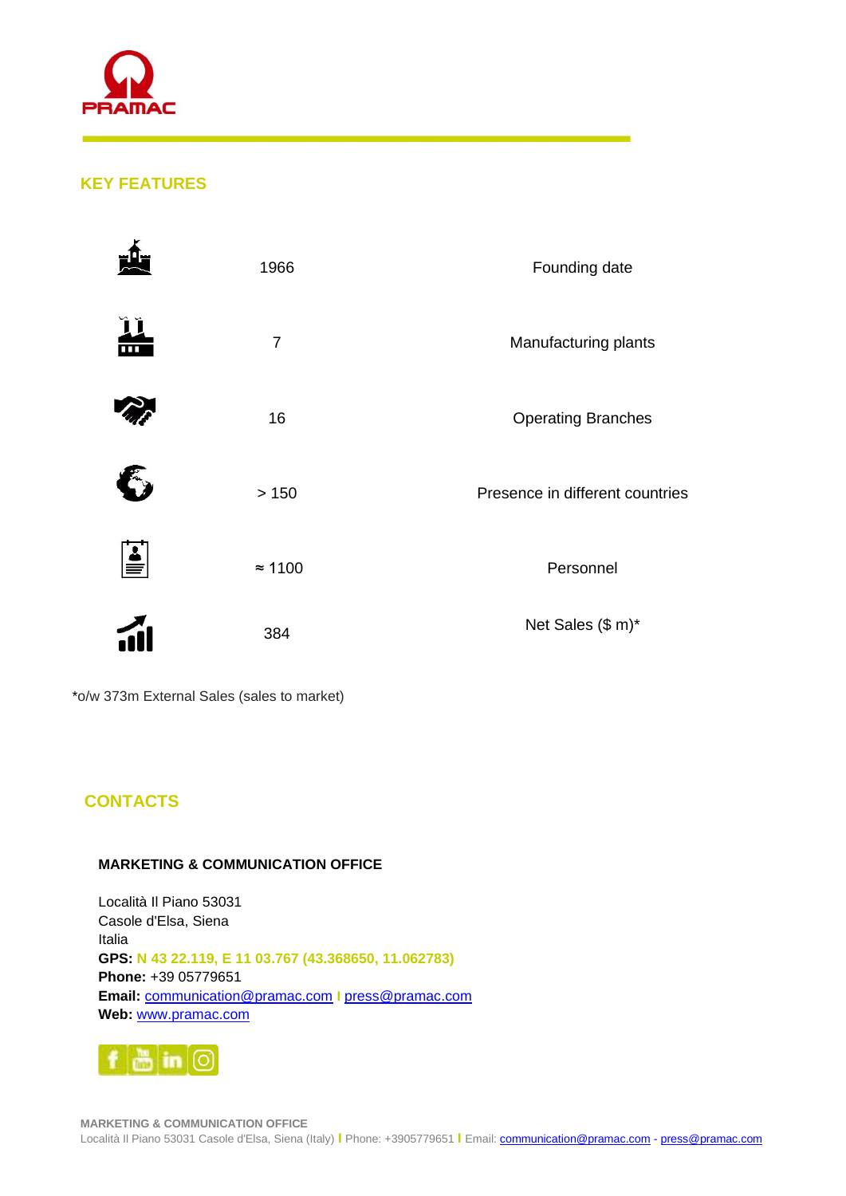## KEY FEATURES

| | | |
|---|---|---|
| | 1966 | Founding date |
| | 7 | Manufacturing plants |
| | 16 | Operating Branches |
| | > 150 | Presence in different countries |
| | ≈ 1100 | Personnel |
| | 384 | Net Sales ($ m)* |

*o/w 373m External Sales (sales to market)

## CONTACTS

**MARKETING & COMMUNICATION OFFICE**

Località Il Piano 53031
Casole d'Elsa, Siena
Italia
**GPS:** **N 43 22.119, E 11 03.767 (43.368650, 11.062783)**
**Phone:** +39 05779651
**Email:** communication@pramac.com I press@pramac.com
**Web:** www.pramac.com

**MARKETING & COMMUNICATION OFFICE**
Località Il Piano 53031 Casole d'Elsa, Siena (Italy) I Phone: +3905779651 I Email: communication@pramac.com - press@pramac.com